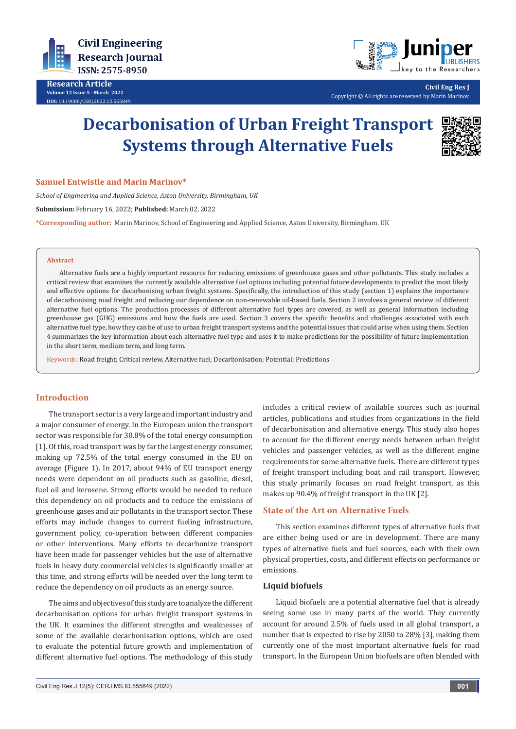# Decarbonisation of Urban Freight Transport Systems through Alternative Fuels

**Samuel Entwistle and Marin Marinov***

*School of Engineering and Applied Science, Aston University, Birmingham, UK*

**Submission:** February 16, 2022; **Published:** March 02, 2022

***Corresponding author:** Marin Marinov, School of Engineering and Applied Science, Aston University, Birmingham, UK

## Abstract

Alternative fuels are a highly important resource for reducing emissions of greenhouse gases and other pollutants. This study includes a critical review that examines the currently available alternative fuel options including potential future developments to predict the most likely and effective options for decarbonising urban freight systems. Specifically, the introduction of this study (section 1) explains the importance of decarbonising road freight and reducing our dependence on non-renewable oil-based fuels. Section 2 involves a general review of different alternative fuel options. The production processes of different alternative fuel types are covered, as well as general information including greenhouse gas (GHG) emissions and how the fuels are used. Section 3 covers the specific benefits and challenges associated with each alternative fuel type, how they can be of use to urban freight transport systems and the potential issues that could arise when using them. Section 4 summarizes the key information about each alternative fuel type and uses it to make predictions for the possibility of future implementation in the short term, medium term, and long term.

**Keywords:** Road freight; Critical review, Alternative fuel; Decarbonisation; Potential; Predictions

## Introduction

The transport sector is a very large and important industry and a major consumer of energy. In the European union the transport sector was responsible for 30.8% of the total energy consumption [1]. Of this, road transport was by far the largest energy consumer, making up 72.5% of the total energy consumed in the EU on average (Figure 1). In 2017, about 94% of EU transport energy needs were dependent on oil products such as gasoline, diesel, fuel oil and kerosene. Strong efforts would be needed to reduce this dependency on oil products and to reduce the emissions of greenhouse gases and air pollutants in the transport sector. These efforts may include changes to current fueling infrastructure, government policy, co-operation between different companies or other interventions. Many efforts to decarbonize transport have been made for passenger vehicles but the use of alternative fuels in heavy duty commercial vehicles is significantly smaller at this time, and strong efforts will be needed over the long term to reduce the dependency on oil products as an energy source.

The aims and objectives of this study are to analyze the different decarbonisation options for urban freight transport systems in the UK. It examines the different strengths and weaknesses of some of the available decarbonisation options, which are used to evaluate the potential future growth and implementation of different alternative fuel options. The methodology of this study includes a critical review of available sources such as journal articles, publications and studies from organizations in the field of decarbonisation and alternative energy. This study also hopes to account for the different energy needs between urban freight vehicles and passenger vehicles, as well as the different engine requirements for some alternative fuels. There are different types of freight transport including boat and rail transport. However, this study primarily focuses on road freight transport, as this makes up 90.4% of freight transport in the UK [2].

## State of the Art on Alternative Fuels

This section examines different types of alternative fuels that are either being used or are in development. There are many types of alternative fuels and fuel sources, each with their own physical properties, costs, and different effects on performance or emissions.

### Liquid biofuels

Liquid biofuels are a potential alternative fuel that is already seeing some use in many parts of the world. They currently account for around 2.5% of fuels used in all global transport, a number that is expected to rise by 2050 to 28% [3], making them currently one of the most important alternative fuels for road transport. In the European Union biofuels are often blended with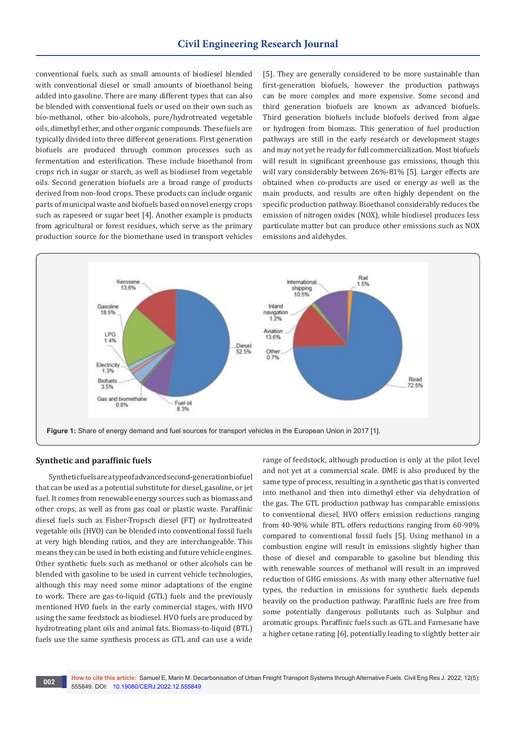conventional fuels, such as small amounts of biodiesel blended with conventional diesel or small amounts of bioethanol being added into gasoline. There are many different types that can also be blended with conventional fuels or used on their own such as bio-methanol, other bio-alcohols, pure/hydrotreated vegetable oils, dimethyl ether, and other organic compounds. These fuels are typically divided into three different generations. First generation biofuels are produced through common processes such as fermentation and esterification. These include bioethanol from crops rich in sugar or starch, as well as biodiesel from vegetable oils. Second generation biofuels are a broad range of products derived from non-food crops. These products can include organic parts of municipal waste and biofuels based on novel energy crops such as rapeseed or sugar beet [4]. Another example is products from agricultural or forest residues, which serve as the primary production source for the biomethane used in transport vehicles [5]. They are generally considered to be more sustainable than first-generation biofuels, however the production pathways can be more complex and more expensive. Some second and third generation biofuels are known as advanced biofuels. Third generation biofuels include biofuels derived from algae or hydrogen from biomass. This generation of fuel production pathways are still in the early research or development stages and may not yet be ready for full commercialization. Most biofuels will result in significant greenhouse gas emissions, though this will vary considerably between 26%-81% [5]. Larger effects are obtained when co-products are used or energy as well as the main products, and results are often highly dependent on the specific production pathway. Bioethanol considerably reduces the emission of nitrogen oxides (NOX), while biodiesel produces less particulate matter but can produce other emissions such as NOX emissions and aldehydes.

**Figure 1:** Share of energy demand and fuel sources for transport vehicles in the European Union in 2017 [1].

## Synthetic and paraffinic fuels

Synthetic fuels are a type of advanced second-generation biofuel that can be used as a potential substitute for diesel, gasoline, or jet fuel. It comes from renewable energy sources such as biomass and other crops, as well as from gas coal or plastic waste. Paraffinic diesel fuels such as Fisher-Tropsch diesel (FT) or hydrotreated vegetable oils (HVO) can be blended into conventional fossil fuels at very high blending ratios, and they are interchangeable. This means they can be used in both existing and future vehicle engines. Other synthetic fuels such as methanol or other alcohols can be blended with gasoline to be used in current vehicle technologies, although this may need some minor adaptations of the engine to work. There are gas-to-liquid (GTL) fuels and the previously mentioned HVO fuels in the early commercial stages, with HVO using the same feedstock as biodiesel. HVO fuels are produced by hydrotreating plant oils and animal fats. Biomass-to-liquid (BTL) fuels use the same synthesis process as GTL and can use a wide range of feedstock, although production is only at the pilot level and not yet at a commercial scale. DME is also produced by the same type of process, resulting in a synthetic gas that is converted into methanol and then into dimethyl ether via dehydration of the gas. The GTL production pathway has comparable emissions to conventional diesel, HVO offers emission reductions ranging from 40-90% while BTL offers reductions ranging from 60-90% compared to conventional fossil fuels [5]. Using methanol in a combustion engine will result in emissions slightly higher than those of diesel and comparable to gasoline but blending this with renewable sources of methanol will result in an improved reduction of GHG emissions. As with many other alternative fuel types, the reduction in emissions for synthetic fuels depends heavily on the production pathway. Paraffinic fuels are free from some potentially dangerous pollutants such as Sulphur and aromatic groups. Paraffinic fuels such as GTL and Farnesane have a higher cetane rating [6], potentially leading to slightly better air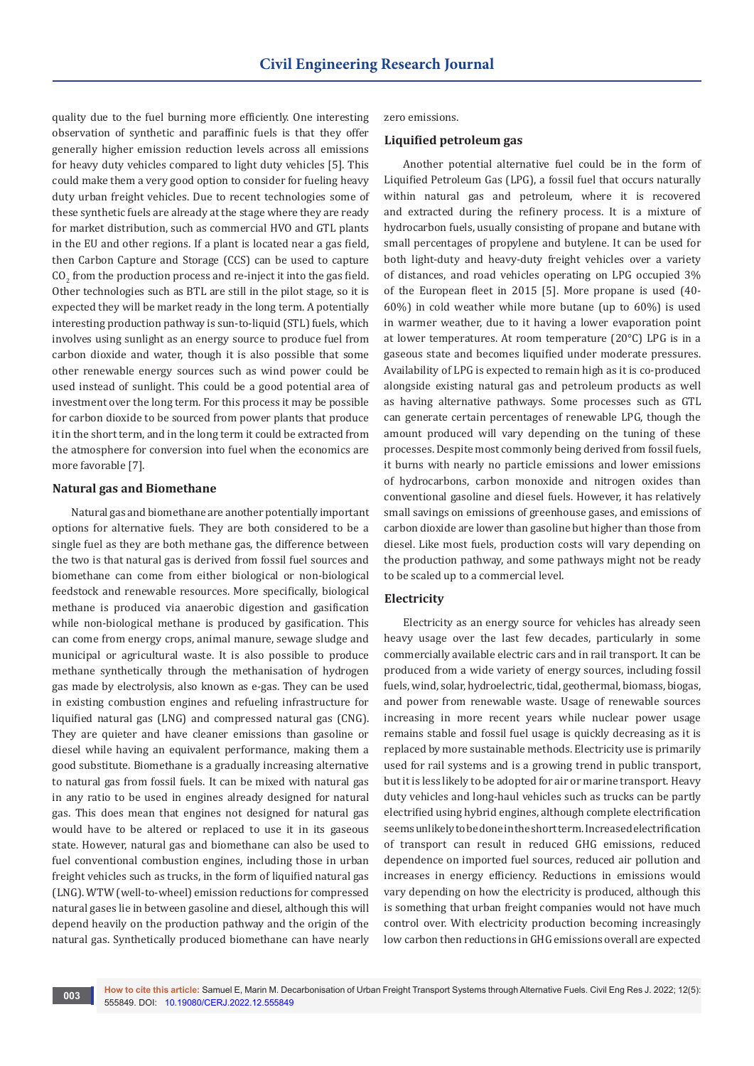quality due to the fuel burning more efficiently. One interesting observation of synthetic and paraffinic fuels is that they offer generally higher emission reduction levels across all emissions for heavy duty vehicles compared to light duty vehicles [5]. This could make them a very good option to consider for fueling heavy duty urban freight vehicles. Due to recent technologies some of these synthetic fuels are already at the stage where they are ready for market distribution, such as commercial HVO and GTL plants in the EU and other regions. If a plant is located near a gas field, then Carbon Capture and Storage (CCS) can be used to capture $CO_2$ from the production process and re-inject it into the gas field. Other technologies such as BTL are still in the pilot stage, so it is expected they will be market ready in the long term. A potentially interesting production pathway is sun-to-liquid (STL) fuels, which involves using sunlight as an energy source to produce fuel from carbon dioxide and water, though it is also possible that some other renewable energy sources such as wind power could be used instead of sunlight. This could be a good potential area of investment over the long term. For this process it may be possible for carbon dioxide to be sourced from power plants that produce it in the short term, and in the long term it could be extracted from the atmosphere for conversion into fuel when the economics are more favorable [7].

## Natural gas and Biomethane

Natural gas and biomethane are another potentially important options for alternative fuels. They are both considered to be a single fuel as they are both methane gas, the difference between the two is that natural gas is derived from fossil fuel sources and biomethane can come from either biological or non-biological feedstock and renewable resources. More specifically, biological methane is produced via anaerobic digestion and gasification while non-biological methane is produced by gasification. This can come from energy crops, animal manure, sewage sludge and municipal or agricultural waste. It is also possible to produce methane synthetically through the methanisation of hydrogen gas made by electrolysis, also known as e-gas. They can be used in existing combustion engines and refueling infrastructure for liquified natural gas (LNG) and compressed natural gas (CNG). They are quieter and have cleaner emissions than gasoline or diesel while having an equivalent performance, making them a good substitute. Biomethane is a gradually increasing alternative to natural gas from fossil fuels. It can be mixed with natural gas in any ratio to be used in engines already designed for natural gas. This does mean that engines not designed for natural gas would have to be altered or replaced to use it in its gaseous state. However, natural gas and biomethane can also be used to fuel conventional combustion engines, including those in urban freight vehicles such as trucks, in the form of liquified natural gas (LNG). WTW (well-to-wheel) emission reductions for compressed natural gases lie in between gasoline and diesel, although this will depend heavily on the production pathway and the origin of the natural gas. Synthetically produced biomethane can have nearly zero emissions.

## Liquified petroleum gas

Another potential alternative fuel could be in the form of Liquified Petroleum Gas (LPG), a fossil fuel that occurs naturally within natural gas and petroleum, where it is recovered and extracted during the refinery process. It is a mixture of hydrocarbon fuels, usually consisting of propane and butane with small percentages of propylene and butylene. It can be used for both light-duty and heavy-duty freight vehicles over a variety of distances, and road vehicles operating on LPG occupied 3% of the European fleet in 2015 [5]. More propane is used (40-60%) in cold weather while more butane (up to 60%) is used in warmer weather, due to it having a lower evaporation point at lower temperatures. At room temperature (20°C) LPG is in a gaseous state and becomes liquified under moderate pressures. Availability of LPG is expected to remain high as it is co-produced alongside existing natural gas and petroleum products as well as having alternative pathways. Some processes such as GTL can generate certain percentages of renewable LPG, though the amount produced will vary depending on the tuning of these processes. Despite most commonly being derived from fossil fuels, it burns with nearly no particle emissions and lower emissions of hydrocarbons, carbon monoxide and nitrogen oxides than conventional gasoline and diesel fuels. However, it has relatively small savings on emissions of greenhouse gases, and emissions of carbon dioxide are lower than gasoline but higher than those from diesel. Like most fuels, production costs will vary depending on the production pathway, and some pathways might not be ready to be scaled up to a commercial level.

## Electricity

Electricity as an energy source for vehicles has already seen heavy usage over the last few decades, particularly in some commercially available electric cars and in rail transport. It can be produced from a wide variety of energy sources, including fossil fuels, wind, solar, hydroelectric, tidal, geothermal, biomass, biogas, and power from renewable waste. Usage of renewable sources increasing in more recent years while nuclear power usage remains stable and fossil fuel usage is quickly decreasing as it is replaced by more sustainable methods. Electricity use is primarily used for rail systems and is a growing trend in public transport, but it is less likely to be adopted for air or marine transport. Heavy duty vehicles and long-haul vehicles such as trucks can be partly electrified using hybrid engines, although complete electrification seems unlikely to be done in the short term. Increased electrification of transport can result in reduced GHG emissions, reduced dependence on imported fuel sources, reduced air pollution and increases in energy efficiency. Reductions in emissions would vary depending on how the electricity is produced, although this is something that urban freight companies would not have much control over. With electricity production becoming increasingly low carbon then reductions in GHG emissions overall are expected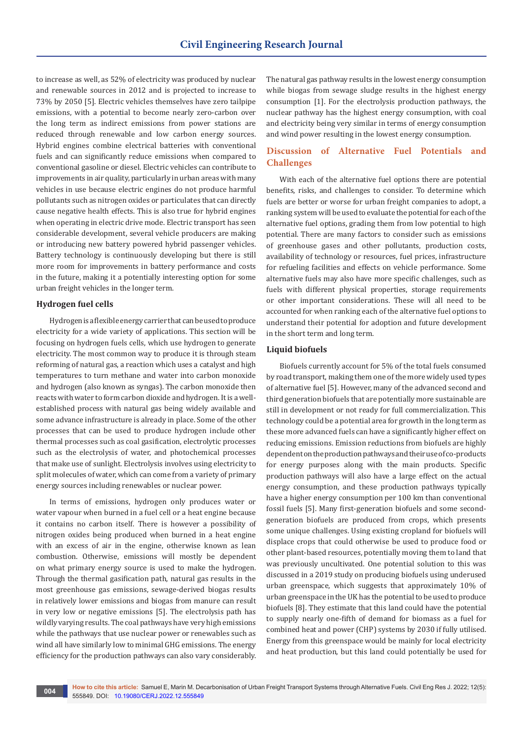to increase as well, as 52% of electricity was produced by nuclear and renewable sources in 2012 and is projected to increase to 73% by 2050 [5]. Electric vehicles themselves have zero tailpipe emissions, with a potential to become nearly zero-carbon over the long term as indirect emissions from power stations are reduced through renewable and low carbon energy sources. Hybrid engines combine electrical batteries with conventional fuels and can significantly reduce emissions when compared to conventional gasoline or diesel. Electric vehicles can contribute to improvements in air quality, particularly in urban areas with many vehicles in use because electric engines do not produce harmful pollutants such as nitrogen oxides or particulates that can directly cause negative health effects. This is also true for hybrid engines when operating in electric drive mode. Electric transport has seen considerable development, several vehicle producers are making or introducing new battery powered hybrid passenger vehicles. Battery technology is continuously developing but there is still more room for improvements in battery performance and costs in the future, making it a potentially interesting option for some urban freight vehicles in the longer term.

### Hydrogen fuel cells

Hydrogen is a flexible energy carrier that can be used to produce electricity for a wide variety of applications. This section will be focusing on hydrogen fuels cells, which use hydrogen to generate electricity. The most common way to produce it is through steam reforming of natural gas, a reaction which uses a catalyst and high temperatures to turn methane and water into carbon monoxide and hydrogen (also known as syngas). The carbon monoxide then reacts with water to form carbon dioxide and hydrogen. It is a well-established process with natural gas being widely available and some advance infrastructure is already in place. Some of the other processes that can be used to produce hydrogen include other thermal processes such as coal gasification, electrolytic processes such as the electrolysis of water, and photochemical processes that make use of sunlight. Electrolysis involves using electricity to split molecules of water, which can come from a variety of primary energy sources including renewables or nuclear power.

In terms of emissions, hydrogen only produces water or water vapour when burned in a fuel cell or a heat engine because it contains no carbon itself. There is however a possibility of nitrogen oxides being produced when burned in a heat engine with an excess of air in the engine, otherwise known as lean combustion. Otherwise, emissions will mostly be dependent on what primary energy source is used to make the hydrogen. Through the thermal gasification path, natural gas results in the most greenhouse gas emissions, sewage-derived biogas results in relatively lower emissions and biogas from manure can result in very low or negative emissions [5]. The electrolysis path has wildly varying results. The coal pathways have very high emissions while the pathways that use nuclear power or renewables such as wind all have similarly low to minimal GHG emissions. The energy efficiency for the production pathways can also vary considerably. The natural gas pathway results in the lowest energy consumption while biogas from sewage sludge results in the highest energy consumption [1]. For the electrolysis production pathways, the nuclear pathway has the highest energy consumption, with coal and electricity being very similar in terms of energy consumption and wind power resulting in the lowest energy consumption.

## Discussion of Alternative Fuel Potentials and Challenges

With each of the alternative fuel options there are potential benefits, risks, and challenges to consider. To determine which fuels are better or worse for urban freight companies to adopt, a ranking system will be used to evaluate the potential for each of the alternative fuel options, grading them from low potential to high potential. There are many factors to consider such as emissions of greenhouse gases and other pollutants, production costs, availability of technology or resources, fuel prices, infrastructure for refueling facilities and effects on vehicle performance. Some alternative fuels may also have more specific challenges, such as fuels with different physical properties, storage requirements or other important considerations. These will all need to be accounted for when ranking each of the alternative fuel options to understand their potential for adoption and future development in the short term and long term.

### Liquid biofuels

Biofuels currently account for 5% of the total fuels consumed by road transport, making them one of the more widely used types of alternative fuel [5]. However, many of the advanced second and third generation biofuels that are potentially more sustainable are still in development or not ready for full commercialization. This technology could be a potential area for growth in the long term as these more advanced fuels can have a significantly higher effect on reducing emissions. Emission reductions from biofuels are highly dependent on the production pathways and their use of co-products for energy purposes along with the main products. Specific production pathways will also have a large effect on the actual energy consumption, and these production pathways typically have a higher energy consumption per 100 km than conventional fossil fuels [5]. Many first-generation biofuels and some second-generation biofuels are produced from crops, which presents some unique challenges. Using existing cropland for biofuels will displace crops that could otherwise be used to produce food or other plant-based resources, potentially moving them to land that was previously uncultivated. One potential solution to this was discussed in a 2019 study on producing biofuels using underused urban greenspace, which suggests that approximately 10% of urban greenspace in the UK has the potential to be used to produce biofuels [8]. They estimate that this land could have the potential to supply nearly one-fifth of demand for biomass as a fuel for combined heat and power (CHP) systems by 2030 if fully utilised. Energy from this greenspace would be mainly for local electricity and heat production, but this land could potentially be used for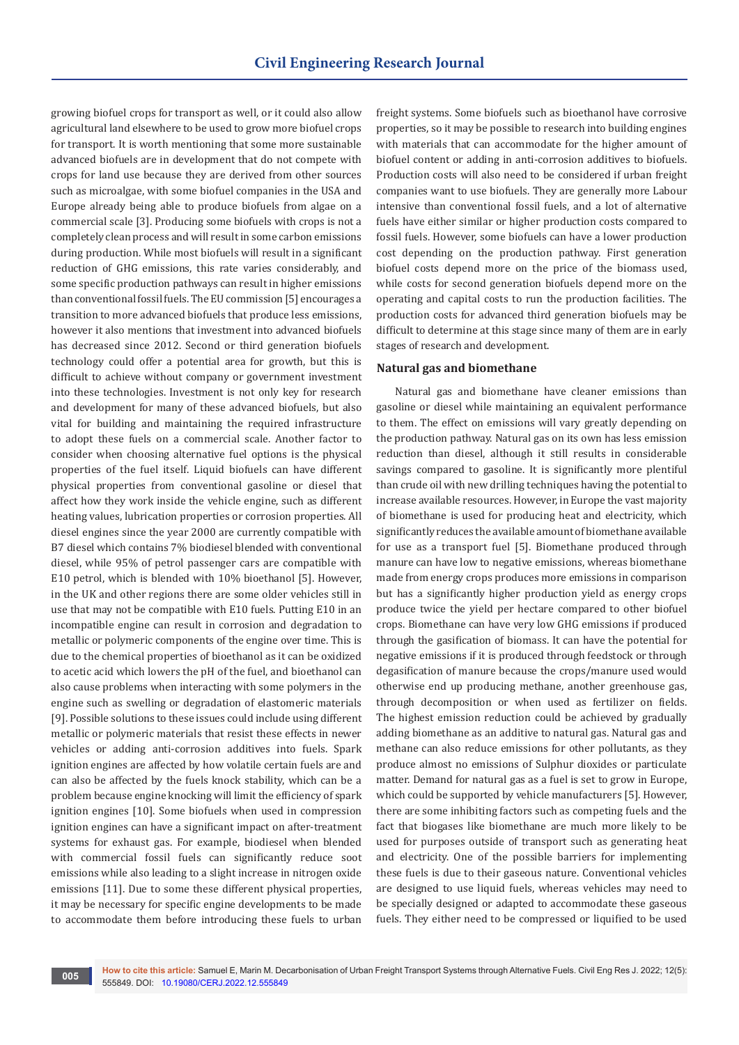growing biofuel crops for transport as well, or it could also allow agricultural land elsewhere to be used to grow more biofuel crops for transport. It is worth mentioning that some more sustainable advanced biofuels are in development that do not compete with crops for land use because they are derived from other sources such as microalgae, with some biofuel companies in the USA and Europe already being able to produce biofuels from algae on a commercial scale [3]. Producing some biofuels with crops is not a completely clean process and will result in some carbon emissions during production. While most biofuels will result in a significant reduction of GHG emissions, this rate varies considerably, and some specific production pathways can result in higher emissions than conventional fossil fuels. The EU commission [5] encourages a transition to more advanced biofuels that produce less emissions, however it also mentions that investment into advanced biofuels has decreased since 2012. Second or third generation biofuels technology could offer a potential area for growth, but this is difficult to achieve without company or government investment into these technologies. Investment is not only key for research and development for many of these advanced biofuels, but also vital for building and maintaining the required infrastructure to adopt these fuels on a commercial scale. Another factor to consider when choosing alternative fuel options is the physical properties of the fuel itself. Liquid biofuels can have different physical properties from conventional gasoline or diesel that affect how they work inside the vehicle engine, such as different heating values, lubrication properties or corrosion properties. All diesel engines since the year 2000 are currently compatible with B7 diesel which contains 7% biodiesel blended with conventional diesel, while 95% of petrol passenger cars are compatible with E10 petrol, which is blended with 10% bioethanol [5]. However, in the UK and other regions there are some older vehicles still in use that may not be compatible with E10 fuels. Putting E10 in an incompatible engine can result in corrosion and degradation to metallic or polymeric components of the engine over time. This is due to the chemical properties of bioethanol as it can be oxidized to acetic acid which lowers the pH of the fuel, and bioethanol can also cause problems when interacting with some polymers in the engine such as swelling or degradation of elastomeric materials [9]. Possible solutions to these issues could include using different metallic or polymeric materials that resist these effects in newer vehicles or adding anti-corrosion additives into fuels. Spark ignition engines are affected by how volatile certain fuels are and can also be affected by the fuels knock stability, which can be a problem because engine knocking will limit the efficiency of spark ignition engines [10]. Some biofuels when used in compression ignition engines can have a significant impact on after-treatment systems for exhaust gas. For example, biodiesel when blended with commercial fossil fuels can significantly reduce soot emissions while also leading to a slight increase in nitrogen oxide emissions [11]. Due to some these different physical properties, it may be necessary for specific engine developments to be made to accommodate them before introducing these fuels to urban freight systems. Some biofuels such as bioethanol have corrosive properties, so it may be possible to research into building engines with materials that can accommodate for the higher amount of biofuel content or adding in anti-corrosion additives to biofuels. Production costs will also need to be considered if urban freight companies want to use biofuels. They are generally more Labour intensive than conventional fossil fuels, and a lot of alternative fuels have either similar or higher production costs compared to fossil fuels. However, some biofuels can have a lower production cost depending on the production pathway. First generation biofuel costs depend more on the price of the biomass used, while costs for second generation biofuels depend more on the operating and capital costs to run the production facilities. The production costs for advanced third generation biofuels may be difficult to determine at this stage since many of them are in early stages of research and development.

## Natural gas and biomethane

Natural gas and biomethane have cleaner emissions than gasoline or diesel while maintaining an equivalent performance to them. The effect on emissions will vary greatly depending on the production pathway. Natural gas on its own has less emission reduction than diesel, although it still results in considerable savings compared to gasoline. It is significantly more plentiful than crude oil with new drilling techniques having the potential to increase available resources. However, in Europe the vast majority of biomethane is used for producing heat and electricity, which significantly reduces the available amount of biomethane available for use as a transport fuel [5]. Biomethane produced through manure can have low to negative emissions, whereas biomethane made from energy crops produces more emissions in comparison but has a significantly higher production yield as energy crops produce twice the yield per hectare compared to other biofuel crops. Biomethane can have very low GHG emissions if produced through the gasification of biomass. It can have the potential for negative emissions if it is produced through feedstock or through degasification of manure because the crops/manure used would otherwise end up producing methane, another greenhouse gas, through decomposition or when used as fertilizer on fields. The highest emission reduction could be achieved by gradually adding biomethane as an additive to natural gas. Natural gas and methane can also reduce emissions for other pollutants, as they produce almost no emissions of Sulphur dioxides or particulate matter. Demand for natural gas as a fuel is set to grow in Europe, which could be supported by vehicle manufacturers [5]. However, there are some inhibiting factors such as competing fuels and the fact that biogases like biomethane are much more likely to be used for purposes outside of transport such as generating heat and electricity. One of the possible barriers for implementing these fuels is due to their gaseous nature. Conventional vehicles are designed to use liquid fuels, whereas vehicles may need to be specially designed or adapted to accommodate these gaseous fuels. They either need to be compressed or liquified to be used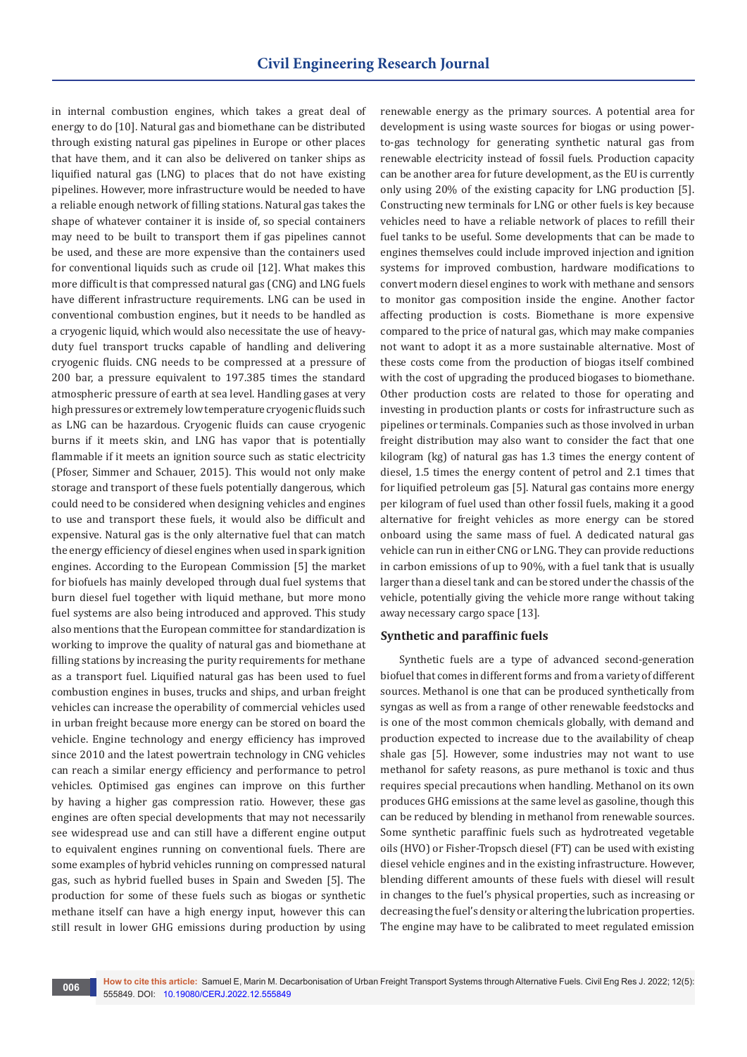in internal combustion engines, which takes a great deal of energy to do [10]. Natural gas and biomethane can be distributed through existing natural gas pipelines in Europe or other places that have them, and it can also be delivered on tanker ships as liquified natural gas (LNG) to places that do not have existing pipelines. However, more infrastructure would be needed to have a reliable enough network of filling stations. Natural gas takes the shape of whatever container it is inside of, so special containers may need to be built to transport them if gas pipelines cannot be used, and these are more expensive than the containers used for conventional liquids such as crude oil [12]. What makes this more difficult is that compressed natural gas (CNG) and LNG fuels have different infrastructure requirements. LNG can be used in conventional combustion engines, but it needs to be handled as a cryogenic liquid, which would also necessitate the use of heavy-duty fuel transport trucks capable of handling and delivering cryogenic fluids. CNG needs to be compressed at a pressure of 200 bar, a pressure equivalent to 197.385 times the standard atmospheric pressure of earth at sea level. Handling gases at very high pressures or extremely low temperature cryogenic fluids such as LNG can be hazardous. Cryogenic fluids can cause cryogenic burns if it meets skin, and LNG has vapor that is potentially flammable if it meets an ignition source such as static electricity (Pfoser, Simmer and Schauer, 2015). This would not only make storage and transport of these fuels potentially dangerous, which could need to be considered when designing vehicles and engines to use and transport these fuels, it would also be difficult and expensive. Natural gas is the only alternative fuel that can match the energy efficiency of diesel engines when used in spark ignition engines. According to the European Commission [5] the market for biofuels has mainly developed through dual fuel systems that burn diesel fuel together with liquid methane, but more mono fuel systems are also being introduced and approved. This study also mentions that the European committee for standardization is working to improve the quality of natural gas and biomethane at filling stations by increasing the purity requirements for methane as a transport fuel. Liquified natural gas has been used to fuel combustion engines in buses, trucks and ships, and urban freight vehicles can increase the operability of commercial vehicles used in urban freight because more energy can be stored on board the vehicle. Engine technology and energy efficiency has improved since 2010 and the latest powertrain technology in CNG vehicles can reach a similar energy efficiency and performance to petrol vehicles. Optimised gas engines can improve on this further by having a higher gas compression ratio. However, these gas engines are often special developments that may not necessarily see widespread use and can still have a different engine output to equivalent engines running on conventional fuels. There are some examples of hybrid vehicles running on compressed natural gas, such as hybrid fuelled buses in Spain and Sweden [5]. The production for some of these fuels such as biogas or synthetic methane itself can have a high energy input, however this can still result in lower GHG emissions during production by using renewable energy as the primary sources. A potential area for development is using waste sources for biogas or using power-to-gas technology for generating synthetic natural gas from renewable electricity instead of fossil fuels. Production capacity can be another area for future development, as the EU is currently only using 20% of the existing capacity for LNG production [5]. Constructing new terminals for LNG or other fuels is key because vehicles need to have a reliable network of places to refill their fuel tanks to be useful. Some developments that can be made to engines themselves could include improved injection and ignition systems for improved combustion, hardware modifications to convert modern diesel engines to work with methane and sensors to monitor gas composition inside the engine. Another factor affecting production is costs. Biomethane is more expensive compared to the price of natural gas, which may make companies not want to adopt it as a more sustainable alternative. Most of these costs come from the production of biogas itself combined with the cost of upgrading the produced biogases to biomethane. Other production costs are related to those for operating and investing in production plants or costs for infrastructure such as pipelines or terminals. Companies such as those involved in urban freight distribution may also want to consider the fact that one kilogram (kg) of natural gas has 1.3 times the energy content of diesel, 1.5 times the energy content of petrol and 2.1 times that for liquified petroleum gas [5]. Natural gas contains more energy per kilogram of fuel used than other fossil fuels, making it a good alternative for freight vehicles as more energy can be stored onboard using the same mass of fuel. A dedicated natural gas vehicle can run in either CNG or LNG. They can provide reductions in carbon emissions of up to 90%, with a fuel tank that is usually larger than a diesel tank and can be stored under the chassis of the vehicle, potentially giving the vehicle more range without taking away necessary cargo space [13].

### Synthetic and paraffinic fuels

Synthetic fuels are a type of advanced second-generation biofuel that comes in different forms and from a variety of different sources. Methanol is one that can be produced synthetically from syngas as well as from a range of other renewable feedstocks and is one of the most common chemicals globally, with demand and production expected to increase due to the availability of cheap shale gas [5]. However, some industries may not want to use methanol for safety reasons, as pure methanol is toxic and thus requires special precautions when handling. Methanol on its own produces GHG emissions at the same level as gasoline, though this can be reduced by blending in methanol from renewable sources. Some synthetic paraffinic fuels such as hydrotreated vegetable oils (HVO) or Fisher-Tropsch diesel (FT) can be used with existing diesel vehicle engines and in the existing infrastructure. However, blending different amounts of these fuels with diesel will result in changes to the fuel's physical properties, such as increasing or decreasing the fuel's density or altering the lubrication properties. The engine may have to be calibrated to meet regulated emission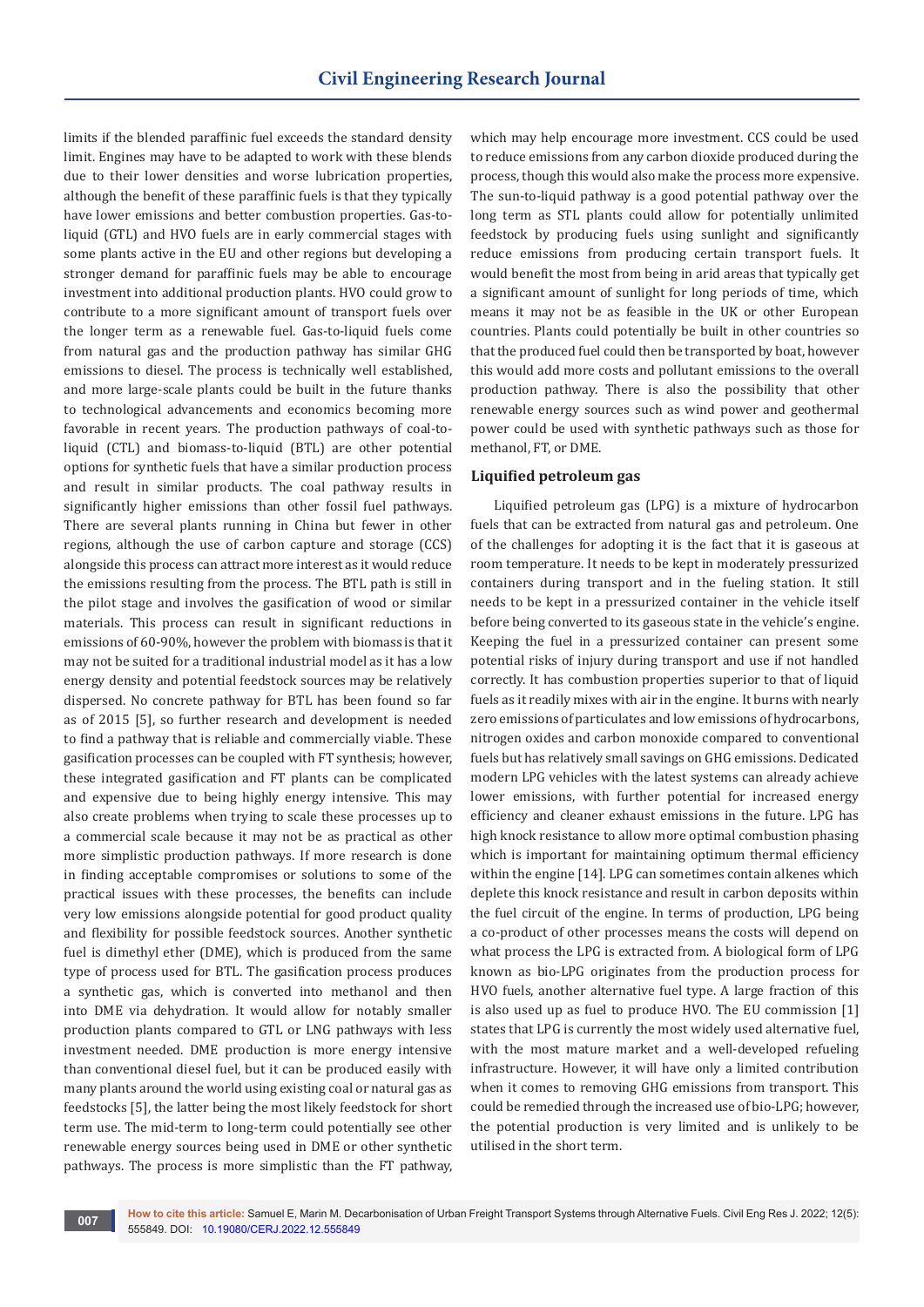limits if the blended paraffinic fuel exceeds the standard density limit. Engines may have to be adapted to work with these blends due to their lower densities and worse lubrication properties, although the benefit of these paraffinic fuels is that they typically have lower emissions and better combustion properties. Gas-to-liquid (GTL) and HVO fuels are in early commercial stages with some plants active in the EU and other regions but developing a stronger demand for paraffinic fuels may be able to encourage investment into additional production plants. HVO could grow to contribute to a more significant amount of transport fuels over the longer term as a renewable fuel. Gas-to-liquid fuels come from natural gas and the production pathway has similar GHG emissions to diesel. The process is technically well established, and more large-scale plants could be built in the future thanks to technological advancements and economics becoming more favorable in recent years. The production pathways of coal-to-liquid (CTL) and biomass-to-liquid (BTL) are other potential options for synthetic fuels that have a similar production process and result in similar products. The coal pathway results in significantly higher emissions than other fossil fuel pathways. There are several plants running in China but fewer in other regions, although the use of carbon capture and storage (CCS) alongside this process can attract more interest as it would reduce the emissions resulting from the process. The BTL path is still in the pilot stage and involves the gasification of wood or similar materials. This process can result in significant reductions in emissions of 60-90%, however the problem with biomass is that it may not be suited for a traditional industrial model as it has a low energy density and potential feedstock sources may be relatively dispersed. No concrete pathway for BTL has been found so far as of 2015 [5], so further research and development is needed to find a pathway that is reliable and commercially viable. These gasification processes can be coupled with FT synthesis; however, these integrated gasification and FT plants can be complicated and expensive due to being highly energy intensive. This may also create problems when trying to scale these processes up to a commercial scale because it may not be as practical as other more simplistic production pathways. If more research is done in finding acceptable compromises or solutions to some of the practical issues with these processes, the benefits can include very low emissions alongside potential for good product quality and flexibility for possible feedstock sources. Another synthetic fuel is dimethyl ether (DME), which is produced from the same type of process used for BTL. The gasification process produces a synthetic gas, which is converted into methanol and then into DME via dehydration. It would allow for notably smaller production plants compared to GTL or LNG pathways with less investment needed. DME production is more energy intensive than conventional diesel fuel, but it can be produced easily with many plants around the world using existing coal or natural gas as feedstocks [5], the latter being the most likely feedstock for short term use. The mid-term to long-term could potentially see other renewable energy sources being used in DME or other synthetic pathways. The process is more simplistic than the FT pathway, which may help encourage more investment. CCS could be used to reduce emissions from any carbon dioxide produced during the process, though this would also make the process more expensive. The sun-to-liquid pathway is a good potential pathway over the long term as STL plants could allow for potentially unlimited feedstock by producing fuels using sunlight and significantly reduce emissions from producing certain transport fuels. It would benefit the most from being in arid areas that typically get a significant amount of sunlight for long periods of time, which means it may not be as feasible in the UK or other European countries. Plants could potentially be built in other countries so that the produced fuel could then be transported by boat, however this would add more costs and pollutant emissions to the overall production pathway. There is also the possibility that other renewable energy sources such as wind power and geothermal power could be used with synthetic pathways such as those for methanol, FT, or DME.

### Liquified petroleum gas

Liquified petroleum gas (LPG) is a mixture of hydrocarbon fuels that can be extracted from natural gas and petroleum. One of the challenges for adopting it is the fact that it is gaseous at room temperature. It needs to be kept in moderately pressurized containers during transport and in the fueling station. It still needs to be kept in a pressurized container in the vehicle itself before being converted to its gaseous state in the vehicle's engine. Keeping the fuel in a pressurized container can present some potential risks of injury during transport and use if not handled correctly. It has combustion properties superior to that of liquid fuels as it readily mixes with air in the engine. It burns with nearly zero emissions of particulates and low emissions of hydrocarbons, nitrogen oxides and carbon monoxide compared to conventional fuels but has relatively small savings on GHG emissions. Dedicated modern LPG vehicles with the latest systems can already achieve lower emissions, with further potential for increased energy efficiency and cleaner exhaust emissions in the future. LPG has high knock resistance to allow more optimal combustion phasing which is important for maintaining optimum thermal efficiency within the engine [14]. LPG can sometimes contain alkenes which deplete this knock resistance and result in carbon deposits within the fuel circuit of the engine. In terms of production, LPG being a co-product of other processes means the costs will depend on what process the LPG is extracted from. A biological form of LPG known as bio-LPG originates from the production process for HVO fuels, another alternative fuel type. A large fraction of this is also used up as fuel to produce HVO. The EU commission [1] states that LPG is currently the most widely used alternative fuel, with the most mature market and a well-developed refueling infrastructure. However, it will have only a limited contribution when it comes to removing GHG emissions from transport. This could be remedied through the increased use of bio-LPG; however, the potential production is very limited and is unlikely to be utilised in the short term.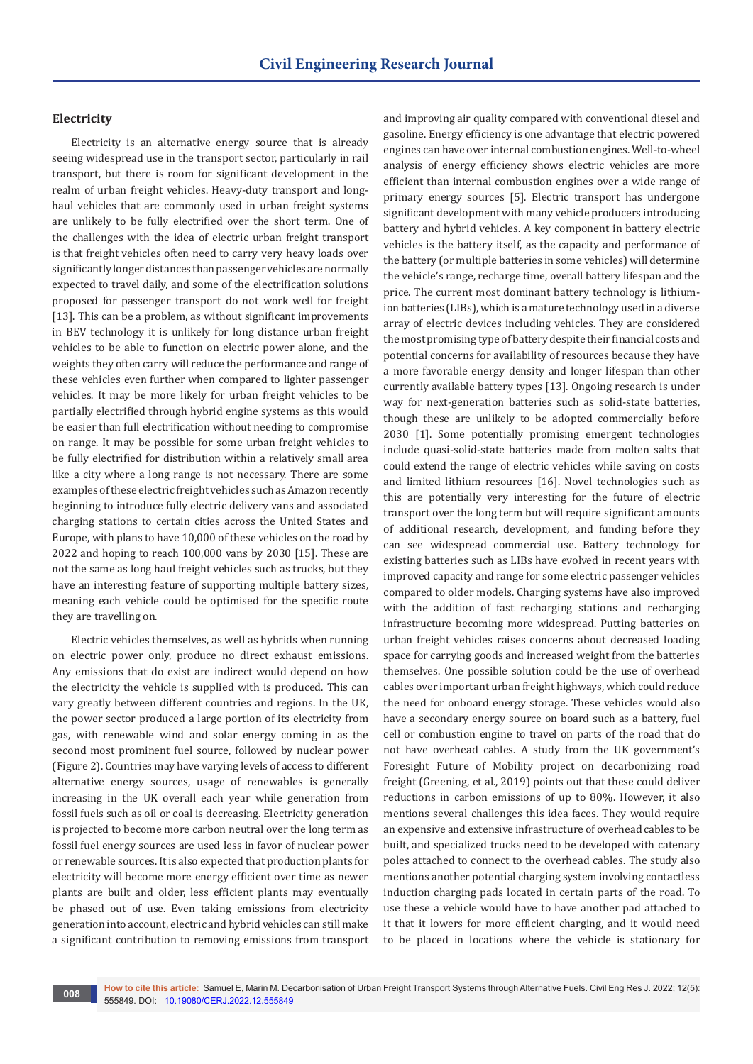### Electricity

Electricity is an alternative energy source that is already seeing widespread use in the transport sector, particularly in rail transport, but there is room for significant development in the realm of urban freight vehicles. Heavy-duty transport and long-haul vehicles that are commonly used in urban freight systems are unlikely to be fully electrified over the short term. One of the challenges with the idea of electric urban freight transport is that freight vehicles often need to carry very heavy loads over significantly longer distances than passenger vehicles are normally expected to travel daily, and some of the electrification solutions proposed for passenger transport do not work well for freight [13]. This can be a problem, as without significant improvements in BEV technology it is unlikely for long distance urban freight vehicles to be able to function on electric power alone, and the weights they often carry will reduce the performance and range of these vehicles even further when compared to lighter passenger vehicles. It may be more likely for urban freight vehicles to be partially electrified through hybrid engine systems as this would be easier than full electrification without needing to compromise on range. It may be possible for some urban freight vehicles to be fully electrified for distribution within a relatively small area like a city where a long range is not necessary. There are some examples of these electric freight vehicles such as Amazon recently beginning to introduce fully electric delivery vans and associated charging stations to certain cities across the United States and Europe, with plans to have 10,000 of these vehicles on the road by 2022 and hoping to reach 100,000 vans by 2030 [15]. These are not the same as long haul freight vehicles such as trucks, but they have an interesting feature of supporting multiple battery sizes, meaning each vehicle could be optimised for the specific route they are travelling on.

Electric vehicles themselves, as well as hybrids when running on electric power only, produce no direct exhaust emissions. Any emissions that do exist are indirect would depend on how the electricity the vehicle is supplied with is produced. This can vary greatly between different countries and regions. In the UK, the power sector produced a large portion of its electricity from gas, with renewable wind and solar energy coming in as the second most prominent fuel source, followed by nuclear power (Figure 2). Countries may have varying levels of access to different alternative energy sources, usage of renewables is generally increasing in the UK overall each year while generation from fossil fuels such as oil or coal is decreasing. Electricity generation is projected to become more carbon neutral over the long term as fossil fuel energy sources are used less in favor of nuclear power or renewable sources. It is also expected that production plants for electricity will become more energy efficient over time as newer plants are built and older, less efficient plants may eventually be phased out of use. Even taking emissions from electricity generation into account, electric and hybrid vehicles can still make a significant contribution to removing emissions from transport and improving air quality compared with conventional diesel and gasoline. Energy efficiency is one advantage that electric powered engines can have over internal combustion engines. Well-to-wheel analysis of energy efficiency shows electric vehicles are more efficient than internal combustion engines over a wide range of primary energy sources [5]. Electric transport has undergone significant development with many vehicle producers introducing battery and hybrid vehicles. A key component in battery electric vehicles is the battery itself, as the capacity and performance of the battery (or multiple batteries in some vehicles) will determine the vehicle's range, recharge time, overall battery lifespan and the price. The current most dominant battery technology is lithium-ion batteries (LIBs), which is a mature technology used in a diverse array of electric devices including vehicles. They are considered the most promising type of battery despite their financial costs and potential concerns for availability of resources because they have a more favorable energy density and longer lifespan than other currently available battery types [13]. Ongoing research is under way for next-generation batteries such as solid-state batteries, though these are unlikely to be adopted commercially before 2030 [1]. Some potentially promising emergent technologies include quasi-solid-state batteries made from molten salts that could extend the range of electric vehicles while saving on costs and limited lithium resources [16]. Novel technologies such as this are potentially very interesting for the future of electric transport over the long term but will require significant amounts of additional research, development, and funding before they can see widespread commercial use. Battery technology for existing batteries such as LIBs have evolved in recent years with improved capacity and range for some electric passenger vehicles compared to older models. Charging systems have also improved with the addition of fast recharging stations and recharging infrastructure becoming more widespread. Putting batteries on urban freight vehicles raises concerns about decreased loading space for carrying goods and increased weight from the batteries themselves. One possible solution could be the use of overhead cables over important urban freight highways, which could reduce the need for onboard energy storage. These vehicles would also have a secondary energy source on board such as a battery, fuel cell or combustion engine to travel on parts of the road that do not have overhead cables. A study from the UK government's Foresight Future of Mobility project on decarbonizing road freight (Greening, et al., 2019) points out that these could deliver reductions in carbon emissions of up to 80%. However, it also mentions several challenges this idea faces. They would require an expensive and extensive infrastructure of overhead cables to be built, and specialized trucks need to be developed with catenary poles attached to connect to the overhead cables. The study also mentions another potential charging system involving contactless induction charging pads located in certain parts of the road. To use these a vehicle would have to have another pad attached to it that it lowers for more efficient charging, and it would need to be placed in locations where the vehicle is stationary for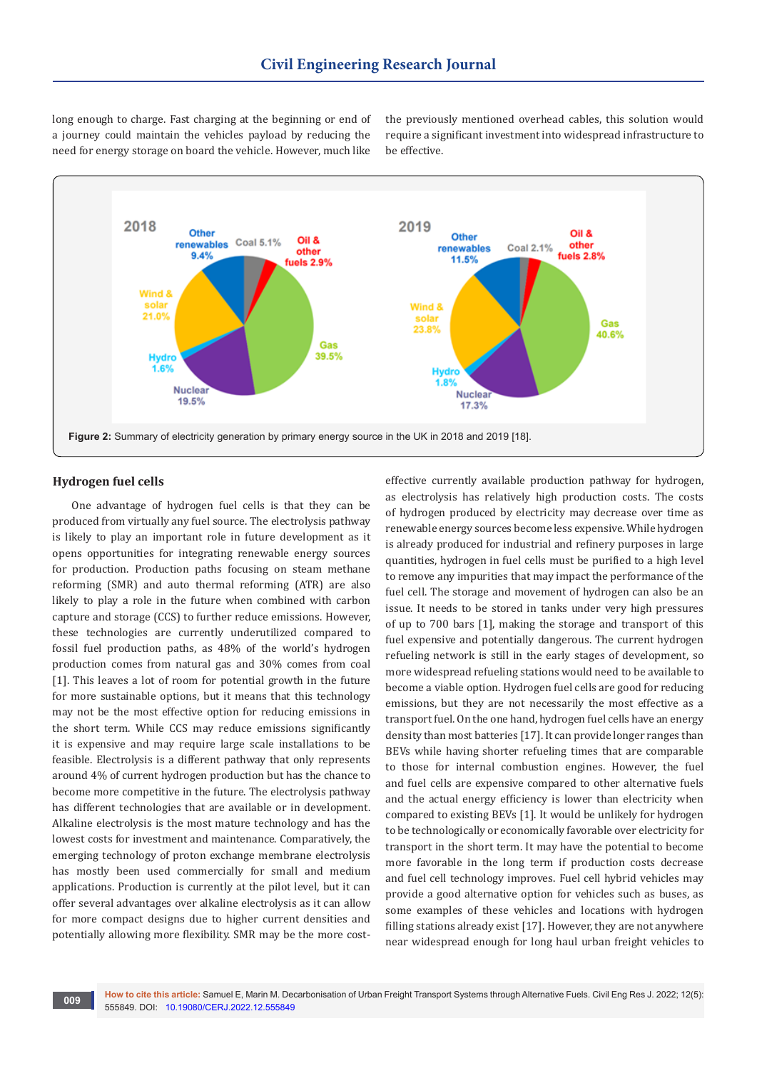long enough to charge. Fast charging at the beginning or end of a journey could maintain the vehicles payload by reducing the need for energy storage on board the vehicle. However, much like the previously mentioned overhead cables, this solution would require a significant investment into widespread infrastructure to be effective.

**Figure 2:** Summary of electricity generation by primary energy source in the UK in 2018 and 2019 [18].

## Hydrogen fuel cells

One advantage of hydrogen fuel cells is that they can be produced from virtually any fuel source. The electrolysis pathway is likely to play an important role in future development as it opens opportunities for integrating renewable energy sources for production. Production paths focusing on steam methane reforming (SMR) and auto thermal reforming (ATR) are also likely to play a role in the future when combined with carbon capture and storage (CCS) to further reduce emissions. However, these technologies are currently underutilized compared to fossil fuel production paths, as 48% of the world's hydrogen production comes from natural gas and 30% comes from coal [1]. This leaves a lot of room for potential growth in the future for more sustainable options, but it means that this technology may not be the most effective option for reducing emissions in the short term. While CCS may reduce emissions significantly it is expensive and may require large scale installations to be feasible. Electrolysis is a different pathway that only represents around 4% of current hydrogen production but has the chance to become more competitive in the future. The electrolysis pathway has different technologies that are available or in development. Alkaline electrolysis is the most mature technology and has the lowest costs for investment and maintenance. Comparatively, the emerging technology of proton exchange membrane electrolysis has mostly been used commercially for small and medium applications. Production is currently at the pilot level, but it can offer several advantages over alkaline electrolysis as it can allow for more compact designs due to higher current densities and potentially allowing more flexibility. SMR may be the more cost-effective currently available production pathway for hydrogen, as electrolysis has relatively high production costs. The costs of hydrogen produced by electricity may decrease over time as renewable energy sources become less expensive. While hydrogen is already produced for industrial and refinery purposes in large quantities, hydrogen in fuel cells must be purified to a high level to remove any impurities that may impact the performance of the fuel cell. The storage and movement of hydrogen can also be an issue. It needs to be stored in tanks under very high pressures of up to 700 bars [1], making the storage and transport of this fuel expensive and potentially dangerous. The current hydrogen refueling network is still in the early stages of development, so more widespread refueling stations would need to be available to become a viable option. Hydrogen fuel cells are good for reducing emissions, but they are not necessarily the most effective as a transport fuel. On the one hand, hydrogen fuel cells have an energy density than most batteries [17]. It can provide longer ranges than BEVs while having shorter refueling times that are comparable to those for internal combustion engines. However, the fuel and fuel cells are expensive compared to other alternative fuels and the actual energy efficiency is lower than electricity when compared to existing BEVs [1]. It would be unlikely for hydrogen to be technologically or economically favorable over electricity for transport in the short term. It may have the potential to become more favorable in the long term if production costs decrease and fuel cell technology improves. Fuel cell hybrid vehicles may provide a good alternative option for vehicles such as buses, as some examples of these vehicles and locations with hydrogen filling stations already exist [17]. However, they are not anywhere near widespread enough for long haul urban freight vehicles to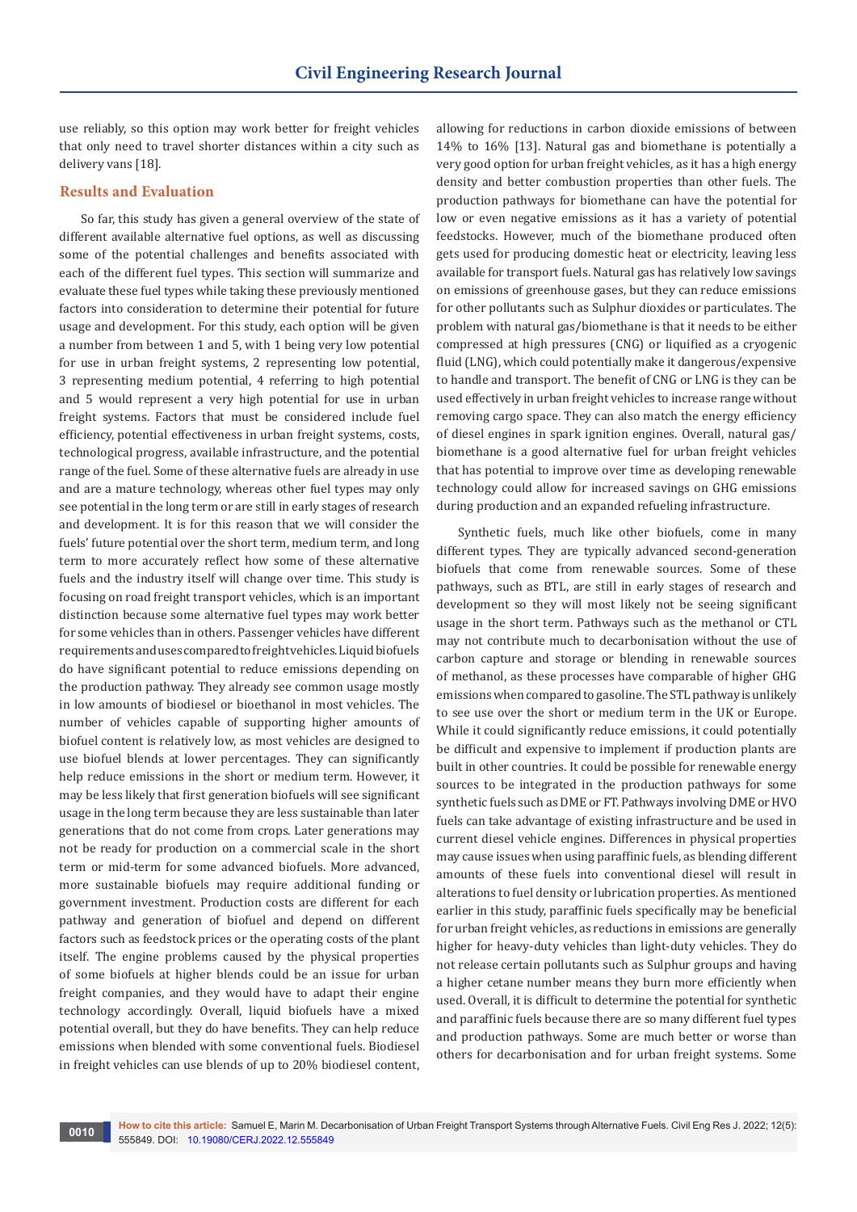use reliably, so this option may work better for freight vehicles that only need to travel shorter distances within a city such as delivery vans [18].

## Results and Evaluation

So far, this study has given a general overview of the state of different available alternative fuel options, as well as discussing some of the potential challenges and benefits associated with each of the different fuel types. This section will summarize and evaluate these fuel types while taking these previously mentioned factors into consideration to determine their potential for future usage and development. For this study, each option will be given a number from between 1 and 5, with 1 being very low potential for use in urban freight systems, 2 representing low potential, 3 representing medium potential, 4 referring to high potential and 5 would represent a very high potential for use in urban freight systems. Factors that must be considered include fuel efficiency, potential effectiveness in urban freight systems, costs, technological progress, available infrastructure, and the potential range of the fuel. Some of these alternative fuels are already in use and are a mature technology, whereas other fuel types may only see potential in the long term or are still in early stages of research and development. It is for this reason that we will consider the fuels' future potential over the short term, medium term, and long term to more accurately reflect how some of these alternative fuels and the industry itself will change over time. This study is focusing on road freight transport vehicles, which is an important distinction because some alternative fuel types may work better for some vehicles than in others. Passenger vehicles have different requirements and uses compared to freight vehicles. Liquid biofuels do have significant potential to reduce emissions depending on the production pathway. They already see common usage mostly in low amounts of biodiesel or bioethanol in most vehicles. The number of vehicles capable of supporting higher amounts of biofuel content is relatively low, as most vehicles are designed to use biofuel blends at lower percentages. They can significantly help reduce emissions in the short or medium term. However, it may be less likely that first generation biofuels will see significant usage in the long term because they are less sustainable than later generations that do not come from crops. Later generations may not be ready for production on a commercial scale in the short term or mid-term for some advanced biofuels. More advanced, more sustainable biofuels may require additional funding or government investment. Production costs are different for each pathway and generation of biofuel and depend on different factors such as feedstock prices or the operating costs of the plant itself. The engine problems caused by the physical properties of some biofuels at higher blends could be an issue for urban freight companies, and they would have to adapt their engine technology accordingly. Overall, liquid biofuels have a mixed potential overall, but they do have benefits. They can help reduce emissions when blended with some conventional fuels. Biodiesel in freight vehicles can use blends of up to 20% biodiesel content, allowing for reductions in carbon dioxide emissions of between 14% to 16% [13]. Natural gas and biomethane is potentially a very good option for urban freight vehicles, as it has a high energy density and better combustion properties than other fuels. The production pathways for biomethane can have the potential for low or even negative emissions as it has a variety of potential feedstocks. However, much of the biomethane produced often gets used for producing domestic heat or electricity, leaving less available for transport fuels. Natural gas has relatively low savings on emissions of greenhouse gases, but they can reduce emissions for other pollutants such as Sulphur dioxides or particulates. The problem with natural gas/biomethane is that it needs to be either compressed at high pressures (CNG) or liquified as a cryogenic fluid (LNG), which could potentially make it dangerous/expensive to handle and transport. The benefit of CNG or LNG is they can be used effectively in urban freight vehicles to increase range without removing cargo space. They can also match the energy efficiency of diesel engines in spark ignition engines. Overall, natural gas/biomethane is a good alternative fuel for urban freight vehicles that has potential to improve over time as developing renewable technology could allow for increased savings on GHG emissions during production and an expanded refueling infrastructure.

Synthetic fuels, much like other biofuels, come in many different types. They are typically advanced second-generation biofuels that come from renewable sources. Some of these pathways, such as BTL, are still in early stages of research and development so they will most likely not be seeing significant usage in the short term. Pathways such as the methanol or CTL may not contribute much to decarbonisation without the use of carbon capture and storage or blending in renewable sources of methanol, as these processes have comparable of higher GHG emissions when compared to gasoline. The STL pathway is unlikely to see use over the short or medium term in the UK or Europe. While it could significantly reduce emissions, it could potentially be difficult and expensive to implement if production plants are built in other countries. It could be possible for renewable energy sources to be integrated in the production pathways for some synthetic fuels such as DME or FT. Pathways involving DME or HVO fuels can take advantage of existing infrastructure and be used in current diesel vehicle engines. Differences in physical properties may cause issues when using paraffinic fuels, as blending different amounts of these fuels into conventional diesel will result in alterations to fuel density or lubrication properties. As mentioned earlier in this study, paraffinic fuels specifically may be beneficial for urban freight vehicles, as reductions in emissions are generally higher for heavy-duty vehicles than light-duty vehicles. They do not release certain pollutants such as Sulphur groups and having a higher cetane number means they burn more efficiently when used. Overall, it is difficult to determine the potential for synthetic and paraffinic fuels because there are so many different fuel types and production pathways. Some are much better or worse than others for decarbonisation and for urban freight systems. Some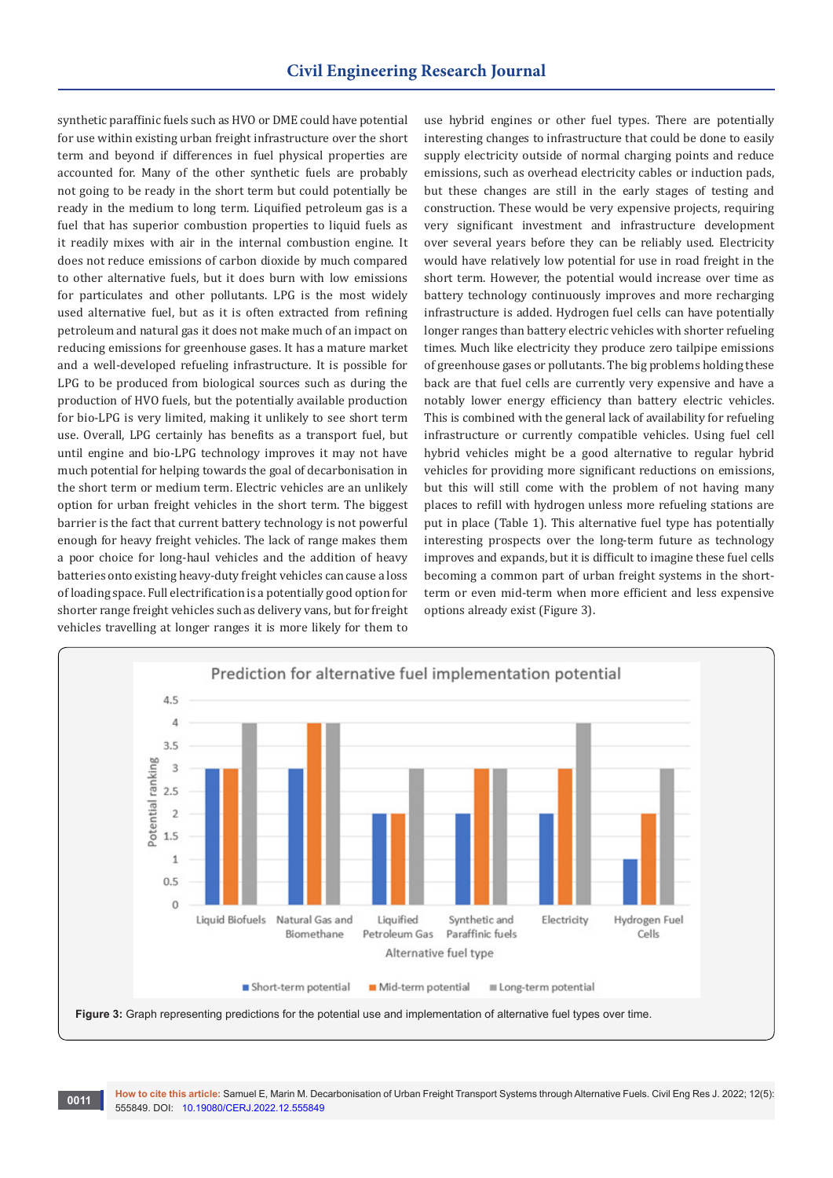synthetic paraffinic fuels such as HVO or DME could have potential for use within existing urban freight infrastructure over the short term and beyond if differences in fuel physical properties are accounted for. Many of the other synthetic fuels are probably not going to be ready in the short term but could potentially be ready in the medium to long term. Liquified petroleum gas is a fuel that has superior combustion properties to liquid fuels as it readily mixes with air in the internal combustion engine. It does not reduce emissions of carbon dioxide by much compared to other alternative fuels, but it does burn with low emissions for particulates and other pollutants. LPG is the most widely used alternative fuel, but as it is often extracted from refining petroleum and natural gas it does not make much of an impact on reducing emissions for greenhouse gases. It has a mature market and a well-developed refueling infrastructure. It is possible for LPG to be produced from biological sources such as during the production of HVO fuels, but the potentially available production for bio-LPG is very limited, making it unlikely to see short term use. Overall, LPG certainly has benefits as a transport fuel, but until engine and bio-LPG technology improves it may not have much potential for helping towards the goal of decarbonisation in the short term or medium term. Electric vehicles are an unlikely option for urban freight vehicles in the short term. The biggest barrier is the fact that current battery technology is not powerful enough for heavy freight vehicles. The lack of range makes them a poor choice for long-haul vehicles and the addition of heavy batteries onto existing heavy-duty freight vehicles can cause a loss of loading space. Full electrification is a potentially good option for shorter range freight vehicles such as delivery vans, but for freight vehicles travelling at longer ranges it is more likely for them to use hybrid engines or other fuel types. There are potentially interesting changes to infrastructure that could be done to easily supply electricity outside of normal charging points and reduce emissions, such as overhead electricity cables or induction pads, but these changes are still in the early stages of testing and construction. These would be very expensive projects, requiring very significant investment and infrastructure development over several years before they can be reliably used. Electricity would have relatively low potential for use in road freight in the short term. However, the potential would increase over time as battery technology continuously improves and more recharging infrastructure is added. Hydrogen fuel cells can have potentially longer ranges than battery electric vehicles with shorter refueling times. Much like electricity they produce zero tailpipe emissions of greenhouse gases or pollutants. The big problems holding these back are that fuel cells are currently very expensive and have a notably lower energy efficiency than battery electric vehicles. This is combined with the general lack of availability for refueling infrastructure or currently compatible vehicles. Using fuel cell hybrid vehicles might be a good alternative to regular hybrid vehicles for providing more significant reductions on emissions, but this will still come with the problem of not having many places to refill with hydrogen unless more refueling stations are put in place (Table 1). This alternative fuel type has potentially interesting prospects over the long-term future as technology improves and expands, but it is difficult to imagine these fuel cells becoming a common part of urban freight systems in the short-term or even mid-term when more efficient and less expensive options already exist (Figure 3).

**Prediction for alternative fuel implementation potential**

| Alternative fuel type | Short-term potential | Mid-term potential | Long-term potential |
|---|---|---|---|
| Liquid Biofuels | 3 | 3 | 4 |
| Natural Gas and Biomethane | 3 | 4 | 4 |
| Liquified Petroleum Gas | 2 | 2 | 3 |
| Synthetic and Paraffinic fuels | 2 | 3 | 3 |
| Electricity | 2 | 3 | 4 |
| Hydrogen Fuel Cells | 1 | 2 | 3 |

**Figure 3:** Graph representing predictions for the potential use and implementation of alternative fuel types over time.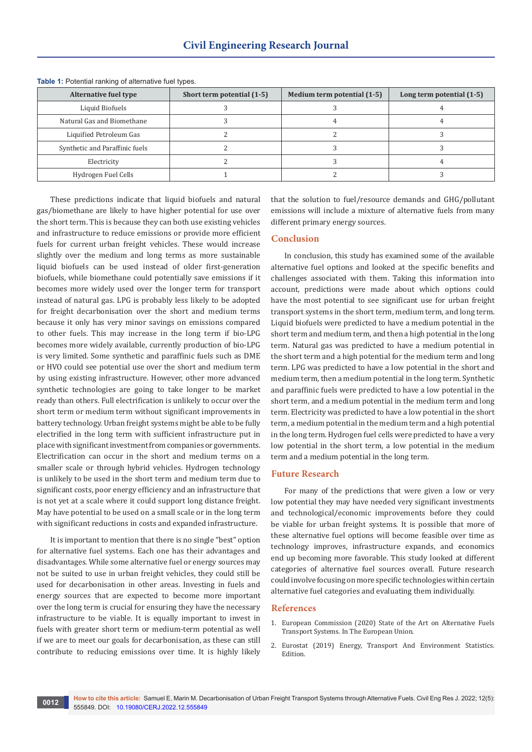**Table 1:** Potential ranking of alternative fuel types.

| Alternative fuel type | Short term potential (1-5) | Medium term potential (1-5) | Long term potential (1-5) |
|---|---|---|---|
| Liquid Biofuels | 3 | 3 | 4 |
| Natural Gas and Biomethane | 3 | 4 | 4 |
| Liquified Petroleum Gas | 2 | 2 | 3 |
| Synthetic and Paraffinic fuels | 2 | 3 | 3 |
| Electricity | 2 | 3 | 4 |
| Hydrogen Fuel Cells | 1 | 2 | 3 |

These predictions indicate that liquid biofuels and natural gas/biomethane are likely to have higher potential for use over the short term. This is because they can both use existing vehicles and infrastructure to reduce emissions or provide more efficient fuels for current urban freight vehicles. These would increase slightly over the medium and long terms as more sustainable liquid biofuels can be used instead of older first-generation biofuels, while biomethane could potentially save emissions if it becomes more widely used over the longer term for transport instead of natural gas. LPG is probably less likely to be adopted for freight decarbonisation over the short and medium terms because it only has very minor savings on emissions compared to other fuels. This may increase in the long term if bio-LPG becomes more widely available, currently production of bio-LPG is very limited. Some synthetic and paraffinic fuels such as DME or HVO could see potential use over the short and medium term by using existing infrastructure. However, other more advanced synthetic technologies are going to take longer to be market ready than others. Full electrification is unlikely to occur over the short term or medium term without significant improvements in battery technology. Urban freight systems might be able to be fully electrified in the long term with sufficient infrastructure put in place with significant investment from companies or governments. Electrification can occur in the short and medium terms on a smaller scale or through hybrid vehicles. Hydrogen technology is unlikely to be used in the short term and medium term due to significant costs, poor energy efficiency and an infrastructure that is not yet at a scale where it could support long distance freight. May have potential to be used on a small scale or in the long term with significant reductions in costs and expanded infrastructure.

It is important to mention that there is no single "best" option for alternative fuel systems. Each one has their advantages and disadvantages. While some alternative fuel or energy sources may not be suited to use in urban freight vehicles, they could still be used for decarbonisation in other areas. Investing in fuels and energy sources that are expected to become more important over the long term is crucial for ensuring they have the necessary infrastructure to be viable. It is equally important to invest in fuels with greater short term or medium-term potential as well if we are to meet our goals for decarbonisation, as these can still contribute to reducing emissions over time. It is highly likely that the solution to fuel/resource demands and GHG/pollutant emissions will include a mixture of alternative fuels from many different primary energy sources.

## Conclusion

In conclusion, this study has examined some of the available alternative fuel options and looked at the specific benefits and challenges associated with them. Taking this information into account, predictions were made about which options could have the most potential to see significant use for urban freight transport systems in the short term, medium term, and long term. Liquid biofuels were predicted to have a medium potential in the short term and medium term, and then a high potential in the long term. Natural gas was predicted to have a medium potential in the short term and a high potential for the medium term and long term. LPG was predicted to have a low potential in the short and medium term, then a medium potential in the long term. Synthetic and paraffinic fuels were predicted to have a low potential in the short term, and a medium potential in the medium term and long term. Electricity was predicted to have a low potential in the short term, a medium potential in the medium term and a high potential in the long term. Hydrogen fuel cells were predicted to have a very low potential in the short term, a low potential in the medium term and a medium potential in the long term.

## Future Research

For many of the predictions that were given a low or very low potential they may have needed very significant investments and technological/economic improvements before they could be viable for urban freight systems. It is possible that more of these alternative fuel options will become feasible over time as technology improves, infrastructure expands, and economics end up becoming more favorable. This study looked at different categories of alternative fuel sources overall. Future research could involve focusing on more specific technologies within certain alternative fuel categories and evaluating them individually.

## References

1. European Commission (2020) State of the Art on Alternative Fuels Transport Systems. In The European Union.
2. Eurostat (2019) Energy, Transport And Environment Statistics. Edition.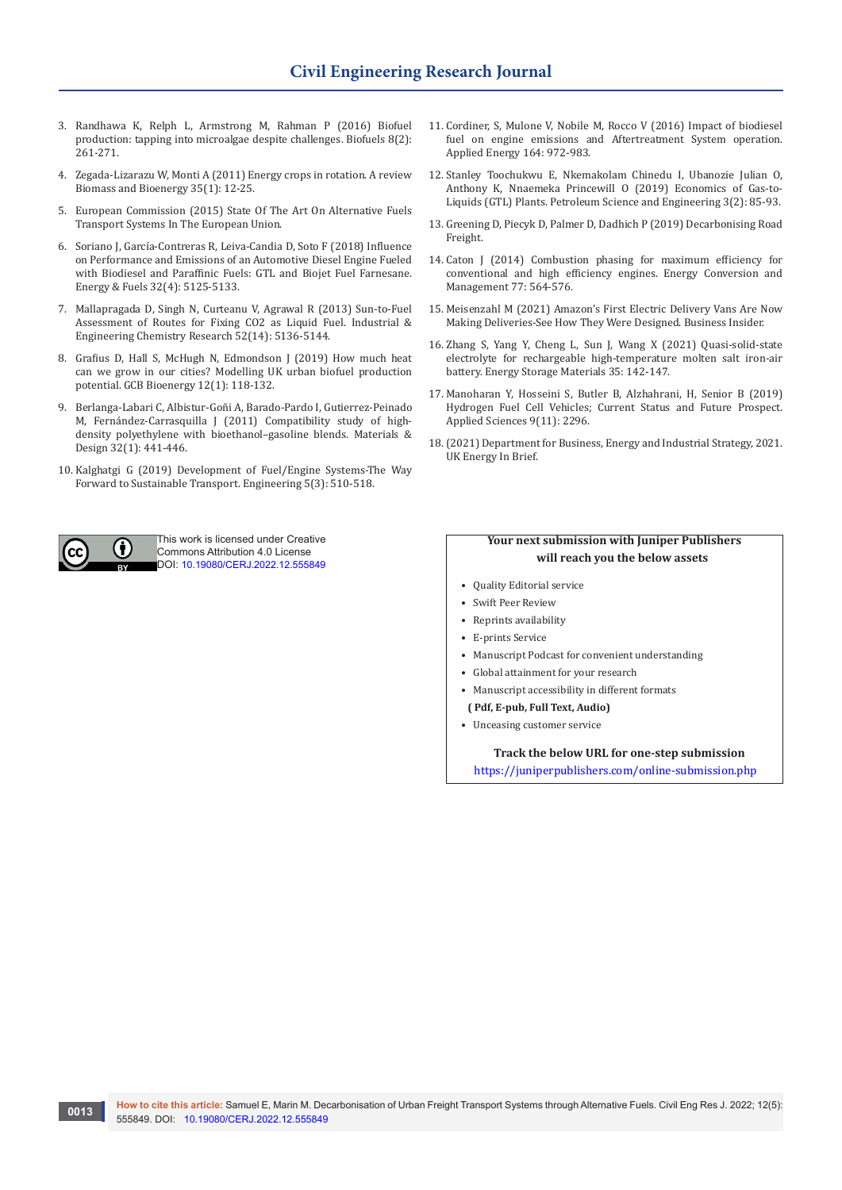3. Randhawa K, Relph L, Armstrong M, Rahman P (2016) Biofuel production: tapping into microalgae despite challenges. Biofuels 8(2): 261-271.
4. Zegada-Lizarazu W, Monti A (2011) Energy crops in rotation. A review Biomass and Bioenergy 35(1): 12-25.
5. European Commission (2015) State Of The Art On Alternative Fuels Transport Systems In The European Union.
6. Soriano J, García-Contreras R, Leiva-Candia D, Soto F (2018) Influence on Performance and Emissions of an Automotive Diesel Engine Fueled with Biodiesel and Paraffinic Fuels: GTL and Biojet Fuel Farnesane. Energy & Fuels 32(4): 5125-5133.
7. Mallapragada D, Singh N, Curteanu V, Agrawal R (2013) Sun-to-Fuel Assessment of Routes for Fixing CO2 as Liquid Fuel. Industrial & Engineering Chemistry Research 52(14): 5136-5144.
8. Grafius D, Hall S, McHugh N, Edmondson J (2019) How much heat can we grow in our cities? Modelling UK urban biofuel production potential. GCB Bioenergy 12(1): 118-132.
9. Berlanga-Labari C, Albistur-Goñi A, Barado-Pardo I, Gutierrez-Peinado M, Fernández-Carrasquilla J (2011) Compatibility study of high-density polyethylene with bioethanol–gasoline blends. Materials & Design 32(1): 441-446.
10. Kalghatgi G (2019) Development of Fuel/Engine Systems-The Way Forward to Sustainable Transport. Engineering 5(3): 510-518.
11. Cordiner, S, Mulone V, Nobile M, Rocco V (2016) Impact of biodiesel fuel on engine emissions and Aftertreatment System operation. Applied Energy 164: 972-983.
12. Stanley Toochukwu E, Nkemakolam Chinedu I, Ubanozie Julian O, Anthony K, Nnaemeka Princewill O (2019) Economics of Gas-to-Liquids (GTL) Plants. Petroleum Science and Engineering 3(2): 85-93.
13. Greening D, Piecyk D, Palmer D, Dadhich P (2019) Decarbonising Road Freight.
14. Caton J (2014) Combustion phasing for maximum efficiency for conventional and high efficiency engines. Energy Conversion and Management 77: 564-576.
15. Meisenzahl M (2021) Amazon's First Electric Delivery Vans Are Now Making Deliveries-See How They Were Designed. Business Insider.
16. Zhang S, Yang Y, Cheng L, Sun J, Wang X (2021) Quasi-solid-state electrolyte for rechargeable high-temperature molten salt iron-air battery. Energy Storage Materials 35: 142-147.
17. Manoharan Y, Hosseini S, Butler B, Alzhahrani, H, Senior B (2019) Hydrogen Fuel Cell Vehicles; Current Status and Future Prospect. Applied Sciences 9(11): 2296.
18. (2021) Department for Business, Energy and Industrial Strategy, 2021. UK Energy In Brief.

This work is licensed under Creative Commons Attribution 4.0 License
DOI: 10.19080/CERJ.2022.12.555849

**Your next submission with Juniper Publishers will reach you the below assets**

- Quality Editorial service
- Swift Peer Review
- Reprints availability
- E-prints Service
- Manuscript Podcast for convenient understanding
- Global attainment for your research
- Manuscript accessibility in different formats

**( Pdf, E-pub, Full Text, Audio)**

- Unceasing customer service

**Track the below URL for one-step submission**
https://juniperpublishers.com/online-submission.php

**How to cite this article:** Samuel E, Marin M. Decarbonisation of Urban Freight Transport Systems through Alternative Fuels. Civil Eng Res J. 2022; 12(5): 555849. DOI: 10.19080/CERJ.2022.12.555849